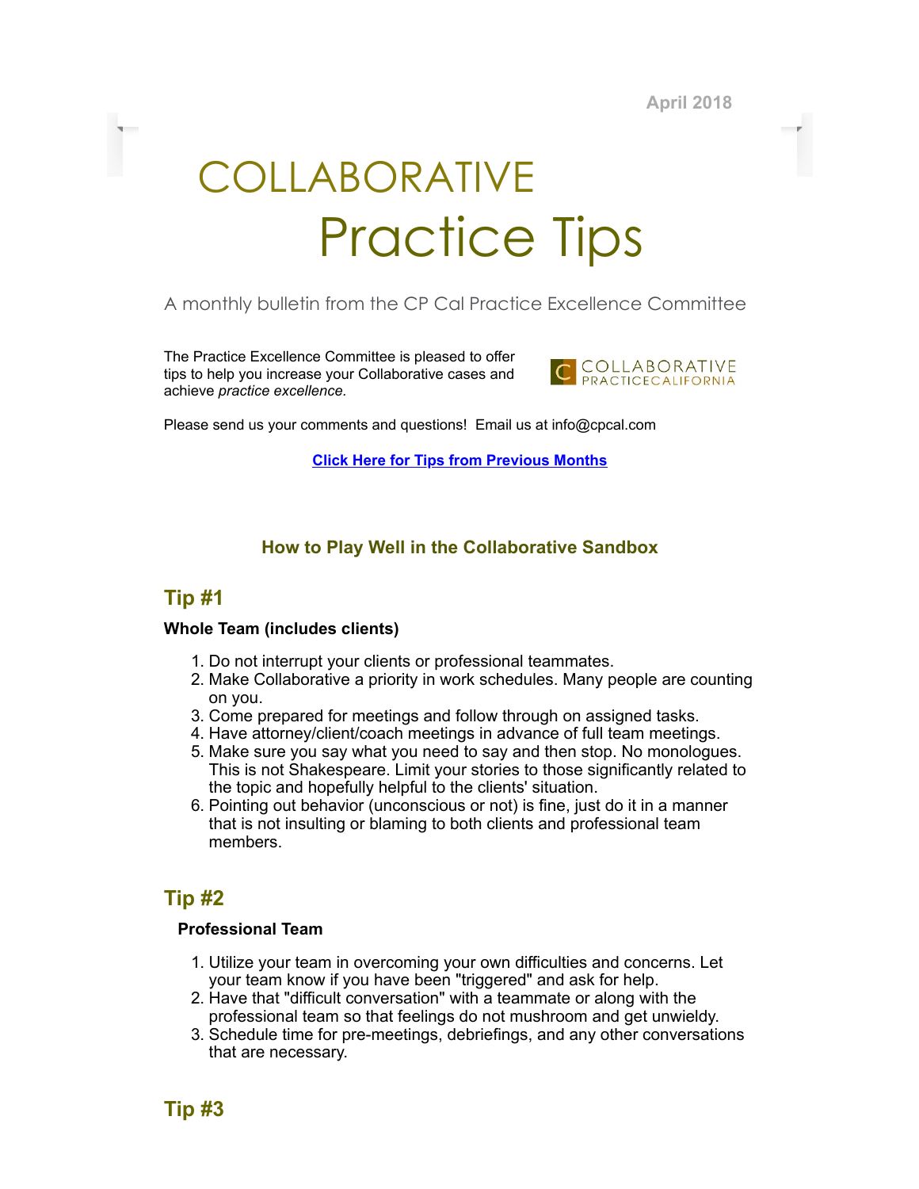April 2018

# COLLABORATIVE Practice Tips

A monthly bulletin from the CP Cal Practice Excellence Committee

The Practice Excellence Committee is pleased to offer tips to help you increase your Collaborative cases and achieve *practice excellence.*

COLLABORATIVE PRACTICECALIFORNIA

Please send us your comments and questions! Email us at info@cpcal.com

**Click Here for Tips from Previous Months**

### How to Play Well in the Collaborative Sandbox

## Tip #1

**Whole Team (includes clients)**

1. Do not interrupt your clients or professional teammates.
2. Make Collaborative a priority in work schedules. Many people are counting on you.
3. Come prepared for meetings and follow through on assigned tasks.
4. Have attorney/client/coach meetings in advance of full team meetings.
5. Make sure you say what you need to say and then stop. No monologues. This is not Shakespeare. Limit your stories to those significantly related to the topic and hopefully helpful to the clients' situation.
6. Pointing out behavior (unconscious or not) is fine, just do it in a manner that is not insulting or blaming to both clients and professional team members.

## Tip #2

**Professional Team**

1. Utilize your team in overcoming your own difficulties and concerns. Let your team know if you have been "triggered" and ask for help.
2. Have that "difficult conversation" with a teammate or along with the professional team so that feelings do not mushroom and get unwieldy.
3. Schedule time for pre-meetings, debriefings, and any other conversations that are necessary.

## Tip #3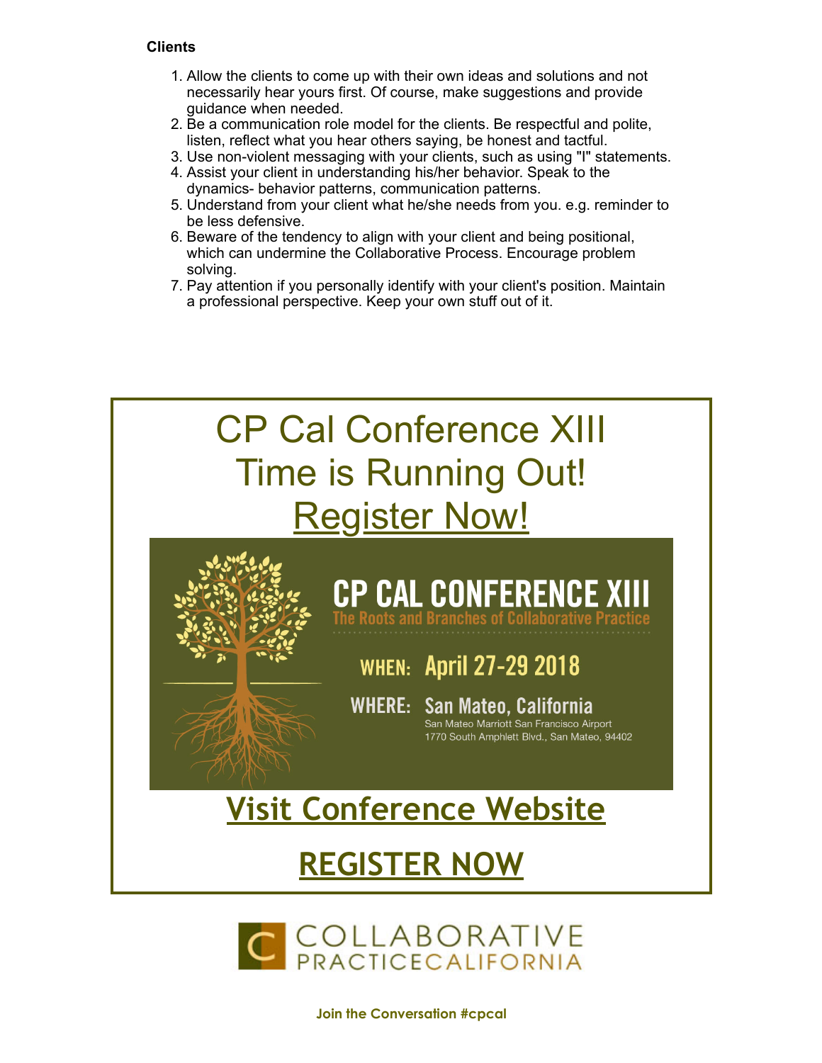**Clients**

1. Allow the clients to come up with their own ideas and solutions and not necessarily hear yours first. Of course, make suggestions and provide guidance when needed.
2. Be a communication role model for the clients. Be respectful and polite, listen, reflect what you hear others saying, be honest and tactful.
3. Use non-violent messaging with your clients, such as using "I" statements.
4. Assist your client in understanding his/her behavior. Speak to the dynamics- behavior patterns, communication patterns.
5. Understand from your client what he/she needs from you. e.g. reminder to be less defensive.
6. Beware of the tendency to align with your client and being positional, which can undermine the Collaborative Process. Encourage problem solving.
7. Pay attention if you personally identify with your client's position. Maintain a professional perspective. Keep your own stuff out of it.

# CP Cal Conference XIII
# Time is Running Out!
# Register Now!

**CP CAL CONFERENCE XIII**

The Roots and Branches of Collaborative Practice

**WHEN:** April 27-29 2018

**WHERE:** San Mateo, California

San Mateo Marriott San Francisco Airport
1770 South Amphlett Blvd., San Mateo, 94402

## Visit Conference Website

## REGISTER NOW

COLLABORATIVE PRACTICECALIFORNIA

**Join the Conversation #cpcal**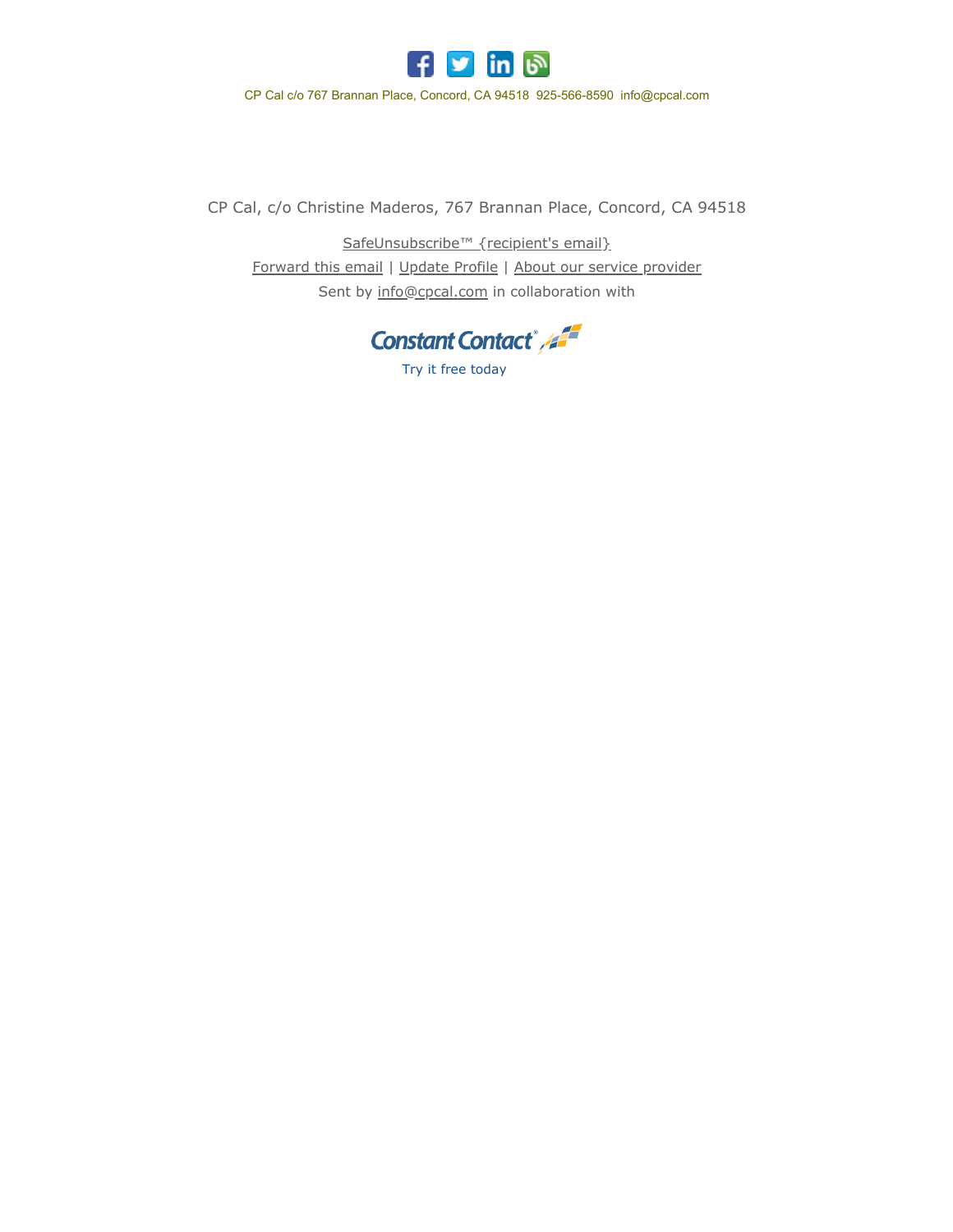CP Cal c/o 767 Brannan Place, Concord, CA 94518  925-566-8590  info@cpcal.com

CP Cal, c/o Christine Maderos, 767 Brannan Place, Concord, CA 94518

SafeUnsubscribe™ {recipient's email}

Forward this email | Update Profile | About our service provider

Sent by info@cpcal.com in collaboration with

Constant Contact

Try it free today